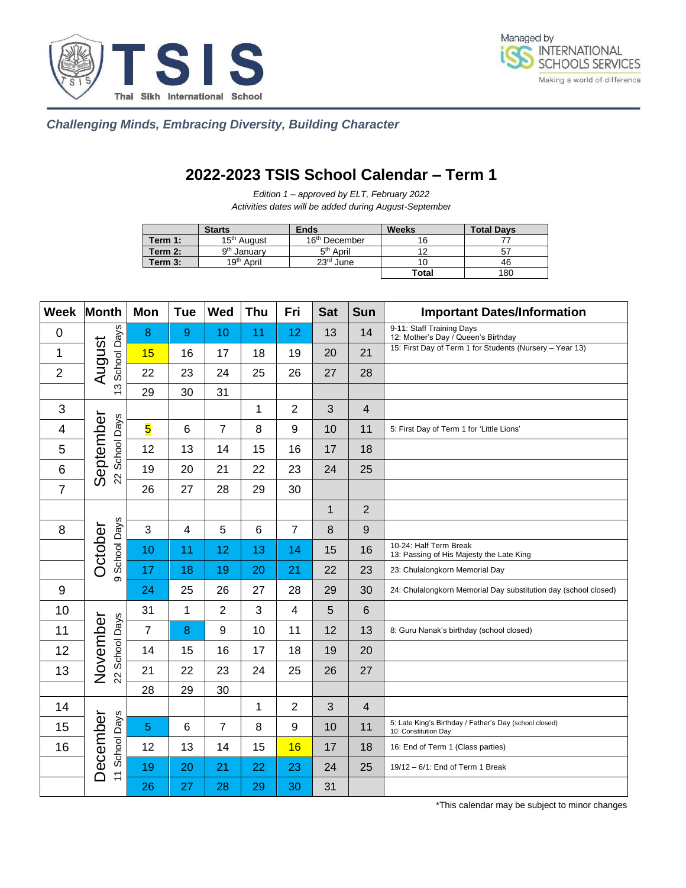Thai Sikh International School

Managed by INTERNATIONAL SCHOOLS SERVICES — Making a world of difference

*Challenging Minds, Embracing Diversity, Building Character*

# 2022-2023 TSIS School Calendar – Term 1

*Edition 1 – approved by ELT, February 2022*
*Activities dates will be added during August-September*

| | Starts | Ends | Weeks | Total Days |
|---|---|---|---|---|
| **Term 1:** | 15th August | 16th December | 16 | 77 |
| **Term 2:** | 9th January | 5th April | 12 | 57 |
| **Term 3:** | 19th April | 23rd June | 10 | 46 |
| | | | **Total** | 180 |

| Week | Month | Mon | Tue | Wed | Thu | Fri | Sat | Sun | Important Dates/Information |
|---|---|---|---|---|---|---|---|---|---|
| 0 | August (13 School Days) | 8 | 9 | 10 | 11 | 12 | 13 | 14 | 9-11: Staff Training Days<br>12: Mother's Day / Queen's Birthday |
| 1 | | 15 | 16 | 17 | 18 | 19 | 20 | 21 | 15: First Day of Term 1 for Students (Nursery – Year 13) |
| 2 | | 22 | 23 | 24 | 25 | 26 | 27 | 28 | |
| | | 29 | 30 | 31 | | | | | |
| 3 | September (22 School Days) | | | | 1 | 2 | 3 | 4 | |
| 4 | | 5 | 6 | 7 | 8 | 9 | 10 | 11 | 5: First Day of Term 1 for 'Little Lions' |
| 5 | | 12 | 13 | 14 | 15 | 16 | 17 | 18 | |
| 6 | | 19 | 20 | 21 | 22 | 23 | 24 | 25 | |
| 7 | | 26 | 27 | 28 | 29 | 30 | | | |
| | October (9 School Days) | | | | | | 1 | 2 | |
| 8 | | 3 | 4 | 5 | 6 | 7 | 8 | 9 | |
| | | 10 | 11 | 12 | 13 | 14 | 15 | 16 | 10-24: Half Term Break<br>13: Passing of His Majesty the Late King |
| | | 17 | 18 | 19 | 20 | 21 | 22 | 23 | 23: Chulalongkorn Memorial Day |
| 9 | | 24 | 25 | 26 | 27 | 28 | 29 | 30 | 24: Chulalongkorn Memorial Day substitution day (school closed) |
| 10 | November (22 School Days) | 31 | 1 | 2 | 3 | 4 | 5 | 6 | |
| 11 | | 7 | 8 | 9 | 10 | 11 | 12 | 13 | 8: Guru Nanak's birthday (school closed) |
| 12 | | 14 | 15 | 16 | 17 | 18 | 19 | 20 | |
| 13 | | 21 | 22 | 23 | 24 | 25 | 26 | 27 | |
| | | 28 | 29 | 30 | | | | | |
| 14 | December (11 School Days) | | | | 1 | 2 | 3 | 4 | |
| 15 | | 5 | 6 | 7 | 8 | 9 | 10 | 11 | 5: Late King's Birthday / Father's Day (school closed)<br>10: Constitution Day |
| 16 | | 12 | 13 | 14 | 15 | 16 | 17 | 18 | 16: End of Term 1 (Class parties) |
| | | 19 | 20 | 21 | 22 | 23 | 24 | 25 | 19/12 – 6/1: End of Term 1 Break |
| | | 26 | 27 | 28 | 29 | 30 | 31 | | |

*This calendar may be subject to minor changes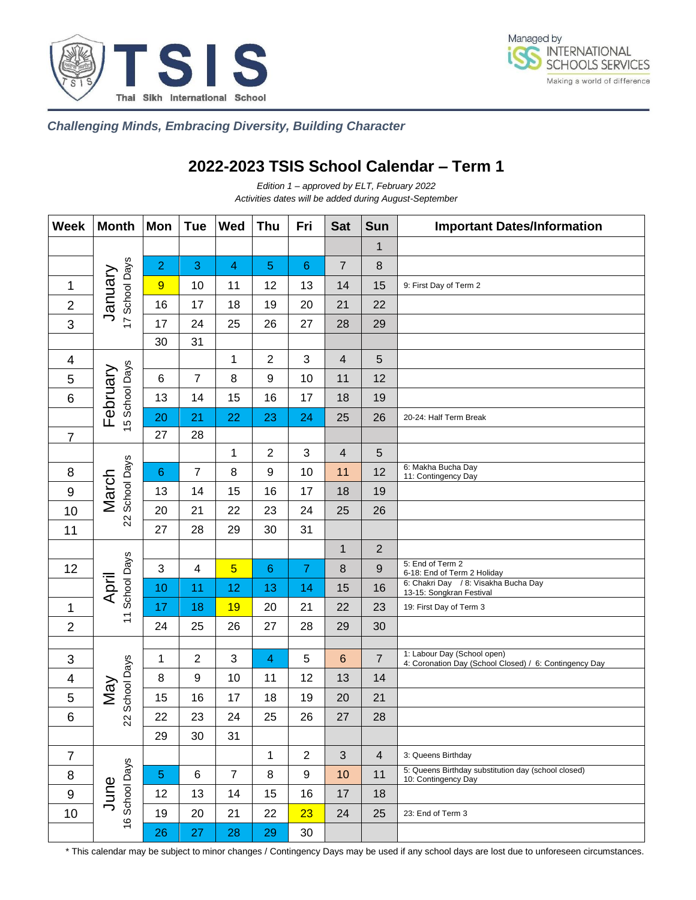Thai Sikh International School

Managed by INTERNATIONAL SCHOOLS SERVICES – Making a world of difference

*Challenging Minds, Embracing Diversity, Building Character*

# 2022-2023 TSIS School Calendar – Term 1

*Edition 1 – approved by ELT, February 2022*
*Activities dates will be added during August-September*

| Week | Month | Mon | Tue | Wed | Thu | Fri | Sat | Sun | Important Dates/Information |
|---|---|---|---|---|---|---|---|---|---|
| | January 17 School Days | | | | | | | 1 | |
| | | 2 | 3 | 4 | 5 | 6 | 7 | 8 | |
| 1 | | 9 | 10 | 11 | 12 | 13 | 14 | 15 | 9: First Day of Term 2 |
| 2 | | 16 | 17 | 18 | 19 | 20 | 21 | 22 | |
| 3 | | 17 | 24 | 25 | 26 | 27 | 28 | 29 | |
| | | 30 | 31 | | | | | | |
| 4 | February 15 School Days | | | 1 | 2 | 3 | 4 | 5 | |
| 5 | | 6 | 7 | 8 | 9 | 10 | 11 | 12 | |
| 6 | | 13 | 14 | 15 | 16 | 17 | 18 | 19 | |
| | | 20 | 21 | 22 | 23 | 24 | 25 | 26 | 20-24: Half Term Break |
| 7 | | 27 | 28 | | | | | | |
| | March 22 School Days | | | 1 | 2 | 3 | 4 | 5 | |
| 8 | | 6 | 7 | 8 | 9 | 10 | 11 | 12 | 6: Makha Bucha Day<br>11: Contingency Day |
| 9 | | 13 | 14 | 15 | 16 | 17 | 18 | 19 | |
| 10 | | 20 | 21 | 22 | 23 | 24 | 25 | 26 | |
| 11 | | 27 | 28 | 29 | 30 | 31 | | | |
| | April 11 School Days | | | | | | 1 | 2 | |
| 12 | | 3 | 4 | 5 | 6 | 7 | 8 | 9 | 5: End of Term 2<br>6-18: End of Term 2 Holiday |
| | | 10 | 11 | 12 | 13 | 14 | 15 | 16 | 6: Chakri Day / 8: Visakha Bucha Day<br>13-15: Songkran Festival |
| 1 | | 17 | 18 | 19 | 20 | 21 | 22 | 23 | 19: First Day of Term 3 |
| 2 | | 24 | 25 | 26 | 27 | 28 | 29 | 30 | |
| | May 22 School Days | | | | | | | | |
| 3 | | 1 | 2 | 3 | 4 | 5 | 6 | 7 | 1: Labour Day (School open)<br>4: Coronation Day (School Closed) / 6: Contingency Day |
| 4 | | 8 | 9 | 10 | 11 | 12 | 13 | 14 | |
| 5 | | 15 | 16 | 17 | 18 | 19 | 20 | 21 | |
| 6 | | 22 | 23 | 24 | 25 | 26 | 27 | 28 | |
| | | 29 | 30 | 31 | | | | | |
| 7 | June 16 School Days | | | | 1 | 2 | 3 | 4 | 3: Queens Birthday |
| 8 | | 5 | 6 | 7 | 8 | 9 | 10 | 11 | 5: Queens Birthday substitution day (school closed)<br>10: Contingency Day |
| 9 | | 12 | 13 | 14 | 15 | 16 | 17 | 18 | |
| 10 | | 19 | 20 | 21 | 22 | 23 | 24 | 25 | 23: End of Term 3 |
| | | 26 | 27 | 28 | 29 | 30 | | | |

* This calendar may be subject to minor changes / Contingency Days may be used if any school days are lost due to unforeseen circumstances.